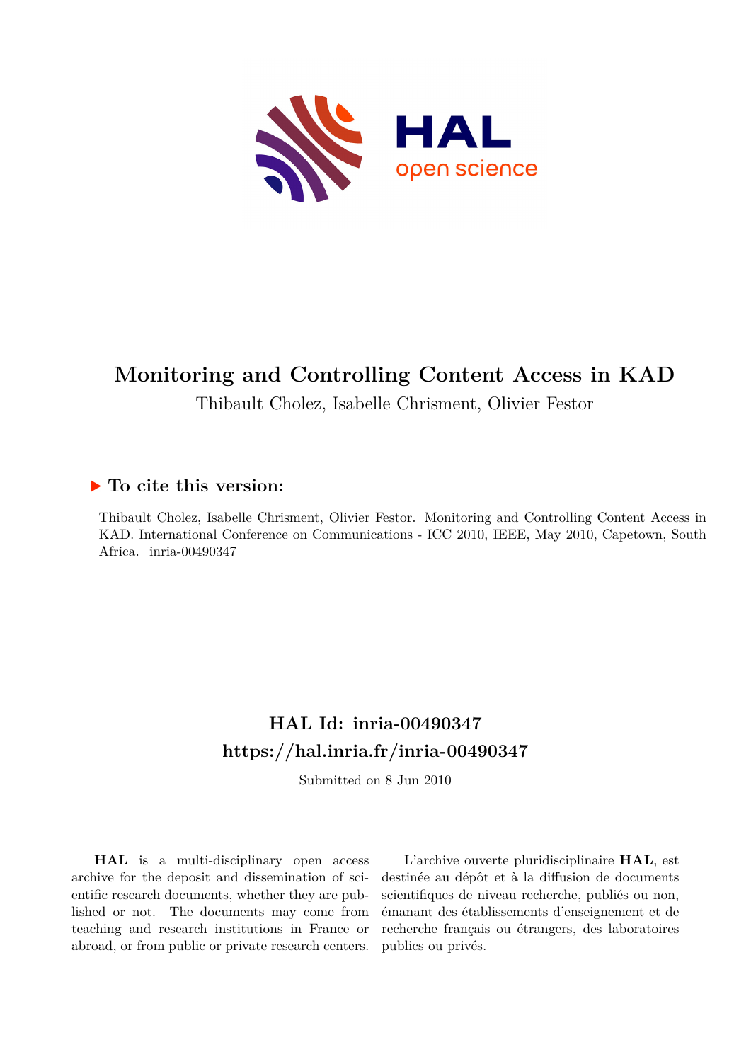# Monitoring and Controlling Content Access in KAD

Thibault Cholez, Isabelle Chrisment, Olivier Festor

## ▶ To cite this version:

Thibault Cholez, Isabelle Chrisment, Olivier Festor. Monitoring and Controlling Content Access in KAD. International Conference on Communications - ICC 2010, IEEE, May 2010, Capetown, South Africa. inria-00490347

## HAL Id: inria-00490347
## https://hal.inria.fr/inria-00490347

Submitted on 8 Jun 2010

**HAL** is a multi-disciplinary open access archive for the deposit and dissemination of scientific research documents, whether they are published or not. The documents may come from teaching and research institutions in France or abroad, or from public or private research centers.

L'archive ouverte pluridisciplinaire **HAL**, est destinée au dépôt et à la diffusion de documents scientifiques de niveau recherche, publiés ou non, émanant des établissements d'enseignement et de recherche français ou étrangers, des laboratoires publics ou privés.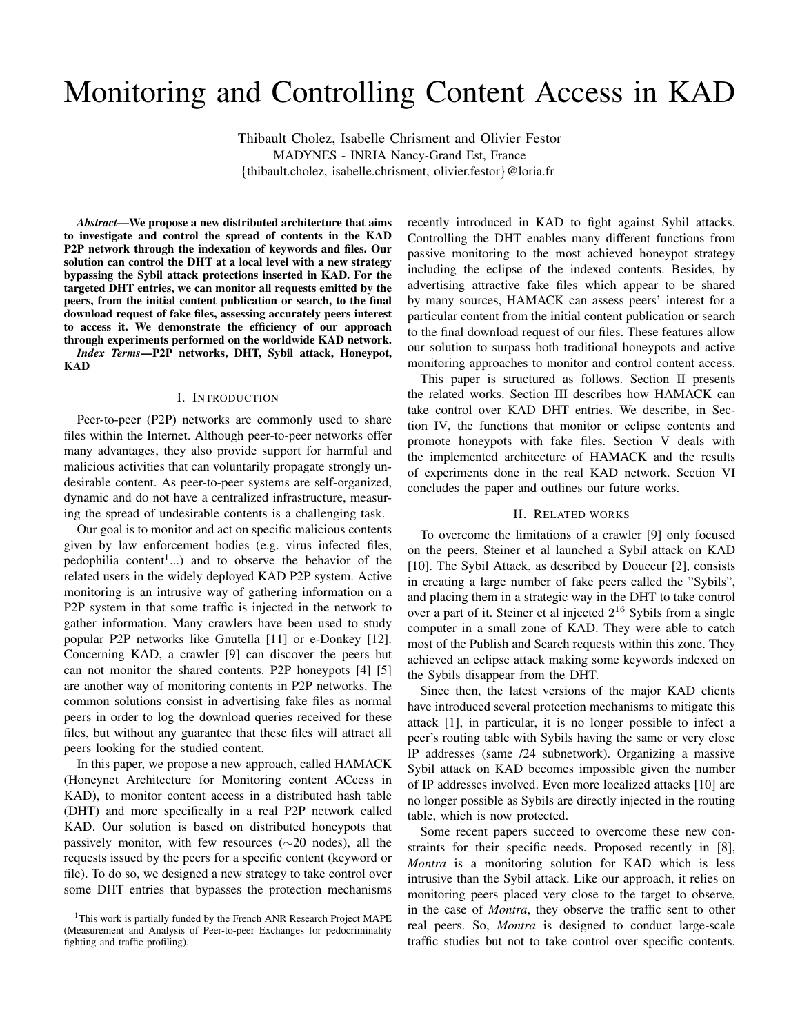# Monitoring and Controlling Content Access in KAD

Thibault Cholez, Isabelle Chrisment and Olivier Festor
MADYNES - INRIA Nancy-Grand Est, France
{thibault.cholez, isabelle.chrisment, olivier.festor}@loria.fr

***Abstract*—We propose a new distributed architecture that aims to investigate and control the spread of contents in the KAD P2P network through the indexation of keywords and files. Our solution can control the DHT at a local level with a new strategy bypassing the Sybil attack protections inserted in KAD. For the targeted DHT entries, we can monitor all requests emitted by the peers, from the initial content publication or search, to the final download request of fake files, assessing accurately peers interest to access it. We demonstrate the efficiency of our approach through experiments performed on the worldwide KAD network.**

***Index Terms*—P2P networks, DHT, Sybil attack, Honeypot, KAD**

## I. Introduction

Peer-to-peer (P2P) networks are commonly used to share files within the Internet. Although peer-to-peer networks offer many advantages, they also provide support for harmful and malicious activities that can voluntarily propagate strongly undesirable content. As peer-to-peer systems are self-organized, dynamic and do not have a centralized infrastructure, measuring the spread of undesirable contents is a challenging task.

Our goal is to monitor and act on specific malicious contents given by law enforcement bodies (e.g. virus infected files, pedophilia content[1]...) and to observe the behavior of the related users in the widely deployed KAD P2P system. Active monitoring is an intrusive way of gathering information on a P2P system in that some traffic is injected in the network to gather information. Many crawlers have been used to study popular P2P networks like Gnutella [11] or e-Donkey [12]. Concerning KAD, a crawler [9] can discover the peers but can not monitor the shared contents. P2P honeypots [4] [5] are another way of monitoring contents in P2P networks. The common solutions consist in advertising fake files as normal peers in order to log the download queries received for these files, but without any guarantee that these files will attract all peers looking for the studied content.

In this paper, we propose a new approach, called HAMACK (Honeynet Architecture for Monitoring content ACcess in KAD), to monitor content access in a distributed hash table (DHT) and more specifically in a real P2P network called KAD. Our solution is based on distributed honeypots that passively monitor, with few resources (∼20 nodes), all the requests issued by the peers for a specific content (keyword or file). To do so, we designed a new strategy to take control over some DHT entries that bypasses the protection mechanisms recently introduced in KAD to fight against Sybil attacks. Controlling the DHT enables many different functions from passive monitoring to the most achieved honeypot strategy including the eclipse of the indexed contents. Besides, by advertising attractive fake files which appear to be shared by many sources, HAMACK can assess peers' interest for a particular content from the initial content publication or search to the final download request of our files. These features allow our solution to surpass both traditional honeypots and active monitoring approaches to monitor and control content access.

This paper is structured as follows. Section II presents the related works. Section III describes how HAMACK can take control over KAD DHT entries. We describe, in Section IV, the functions that monitor or eclipse contents and promote honeypots with fake files. Section V deals with the implemented architecture of HAMACK and the results of experiments done in the real KAD network. Section VI concludes the paper and outlines our future works.

## II. Related works

To overcome the limitations of a crawler [9] only focused on the peers, Steiner et al launched a Sybil attack on KAD [10]. The Sybil Attack, as described by Douceur [2], consists in creating a large number of fake peers called the "Sybils", and placing them in a strategic way in the DHT to take control over a part of it. Steiner et al injected $2^{16}$ Sybils from a single computer in a small zone of KAD. They were able to catch most of the Publish and Search requests within this zone. They achieved an eclipse attack making some keywords indexed on the Sybils disappear from the DHT.

Since then, the latest versions of the major KAD clients have introduced several protection mechanisms to mitigate this attack [1], in particular, it is no longer possible to infect a peer's routing table with Sybils having the same or very close IP addresses (same /24 subnetwork). Organizing a massive Sybil attack on KAD becomes impossible given the number of IP addresses involved. Even more localized attacks [10] are no longer possible as Sybils are directly injected in the routing table, which is now protected.

Some recent papers succeed to overcome these new constraints for their specific needs. Proposed recently in [8], *Montra* is a monitoring solution for KAD which is less intrusive than the Sybil attack. Like our approach, it relies on monitoring peers placed very close to the target to observe, in the case of *Montra*, they observe the traffic sent to other real peers. So, *Montra* is designed to conduct large-scale traffic studies but not to take control over specific contents.

[1]This work is partially funded by the French ANR Research Project MAPE (Measurement and Analysis of Peer-to-peer Exchanges for pedocriminality fighting and traffic profiling).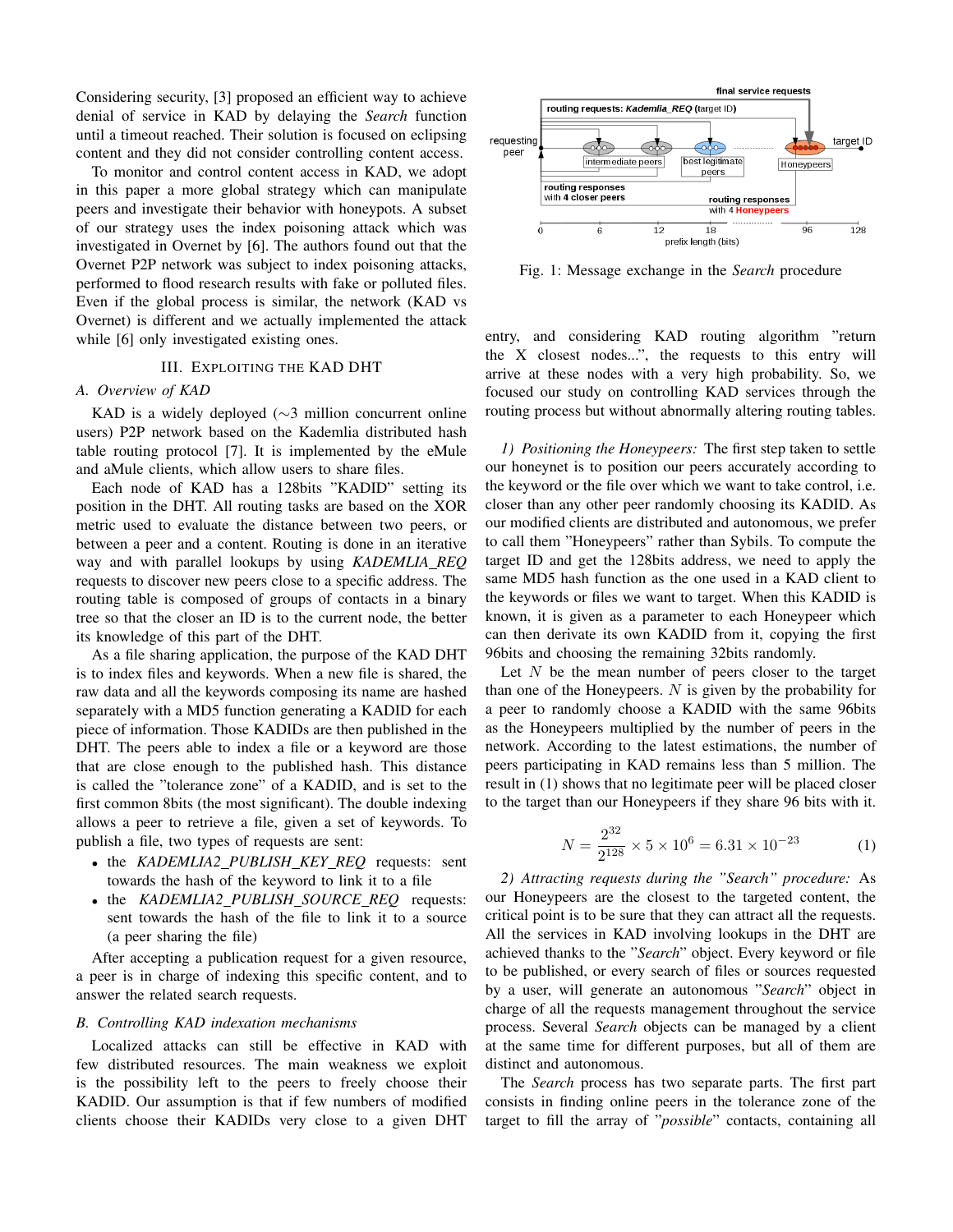Considering security, [3] proposed an efficient way to achieve denial of service in KAD by delaying the *Search* function until a timeout reached. Their solution is focused on eclipsing content and they did not consider controlling content access.

To monitor and control content access in KAD, we adopt in this paper a more global strategy which can manipulate peers and investigate their behavior with honeypots. A subset of our strategy uses the index poisoning attack which was investigated in Overnet by [6]. The authors found out that the Overnet P2P network was subject to index poisoning attacks, performed to flood research results with fake or polluted files. Even if the global process is similar, the network (KAD vs Overnet) is different and we actually implemented the attack while [6] only investigated existing ones.

## III. Exploiting the KAD DHT

### A. Overview of KAD

KAD is a widely deployed (∼3 million concurrent online users) P2P network based on the Kademlia distributed hash table routing protocol [7]. It is implemented by the eMule and aMule clients, which allow users to share files.

Each node of KAD has a 128bits "KADID" setting its position in the DHT. All routing tasks are based on the XOR metric used to evaluate the distance between two peers, or between a peer and a content. Routing is done in an iterative way and with parallel lookups by using *KADEMLIA_REQ* requests to discover new peers close to a specific address. The routing table is composed of groups of contacts in a binary tree so that the closer an ID is to the current node, the better its knowledge of this part of the DHT.

As a file sharing application, the purpose of the KAD DHT is to index files and keywords. When a new file is shared, the raw data and all the keywords composing its name are hashed separately with a MD5 function generating a KADID for each piece of information. Those KADIDs are then published in the DHT. The peers able to index a file or a keyword are those that are close enough to the published hash. This distance is called the "tolerance zone" of a KADID, and is set to the first common 8bits (the most significant). The double indexing allows a peer to retrieve a file, given a set of keywords. To publish a file, two types of requests are sent:

- the *KADEMLIA2_PUBLISH_KEY_REQ* requests: sent towards the hash of the keyword to link it to a file
- the *KADEMLIA2_PUBLISH_SOURCE_REQ* requests: sent towards the hash of the file to link it to a source (a peer sharing the file)

After accepting a publication request for a given resource, a peer is in charge of indexing this specific content, and to answer the related search requests.

### B. Controlling KAD indexation mechanisms

Localized attacks can still be effective in KAD with few distributed resources. The main weakness we exploit is the possibility left to the peers to freely choose their KADID. Our assumption is that if few numbers of modified clients choose their KADIDs very close to a given DHT entry, and considering KAD routing algorithm "return the X closest nodes...", the requests to this entry will arrive at these nodes with a very high probability. So, we focused our study on controlling KAD services through the routing process but without abnormally altering routing tables.

Fig. 1: Message exchange in the *Search* procedure

*1) Positioning the Honeypeers:* The first step taken to settle our honeynet is to position our peers accurately according to the keyword or the file over which we want to take control, i.e. closer than any other peer randomly choosing its KADID. As our modified clients are distributed and autonomous, we prefer to call them "Honeypeers" rather than Sybils. To compute the target ID and get the 128bits address, we need to apply the same MD5 hash function as the one used in a KAD client to the keywords or files we want to target. When this KADID is known, it is given as a parameter to each Honeypeer which can then derive its own KADID from it, copying the first 96bits and choosing the remaining 32bits randomly.

Let $N$ be the mean number of peers closer to the target than one of the Honeypeers. $N$ is given by the probability for a peer to randomly choose a KADID with the same 96bits as the Honeypeers multiplied by the number of peers in the network. According to the latest estimations, the number of peers participating in KAD remains less than 5 million. The result in (1) shows that no legitimate peer will be placed closer to the target than our Honeypeers if they share 96 bits with it.

$$N = \frac{2^{32}}{2^{128}} \times 5 \times 10^6 = 6.31 \times 10^{-23} \tag{1}$$

*2) Attracting requests during the "Search" procedure:* As our Honeypeers are the closest to the targeted content, the critical point is to be sure that they can attract all the requests. All the services in KAD involving lookups in the DHT are achieved thanks to the "*Search*" object. Every keyword or file to be published, or every search of files or sources requested by a user, will generate an autonomous "*Search*" object in charge of all the requests management throughout the service process. Several *Search* objects can be managed by a client at the same time for different purposes, but all of them are distinct and autonomous.

The *Search* process has two separate parts. The first part consists in finding online peers in the tolerance zone of the target to fill the array of "*possible*" contacts, containing all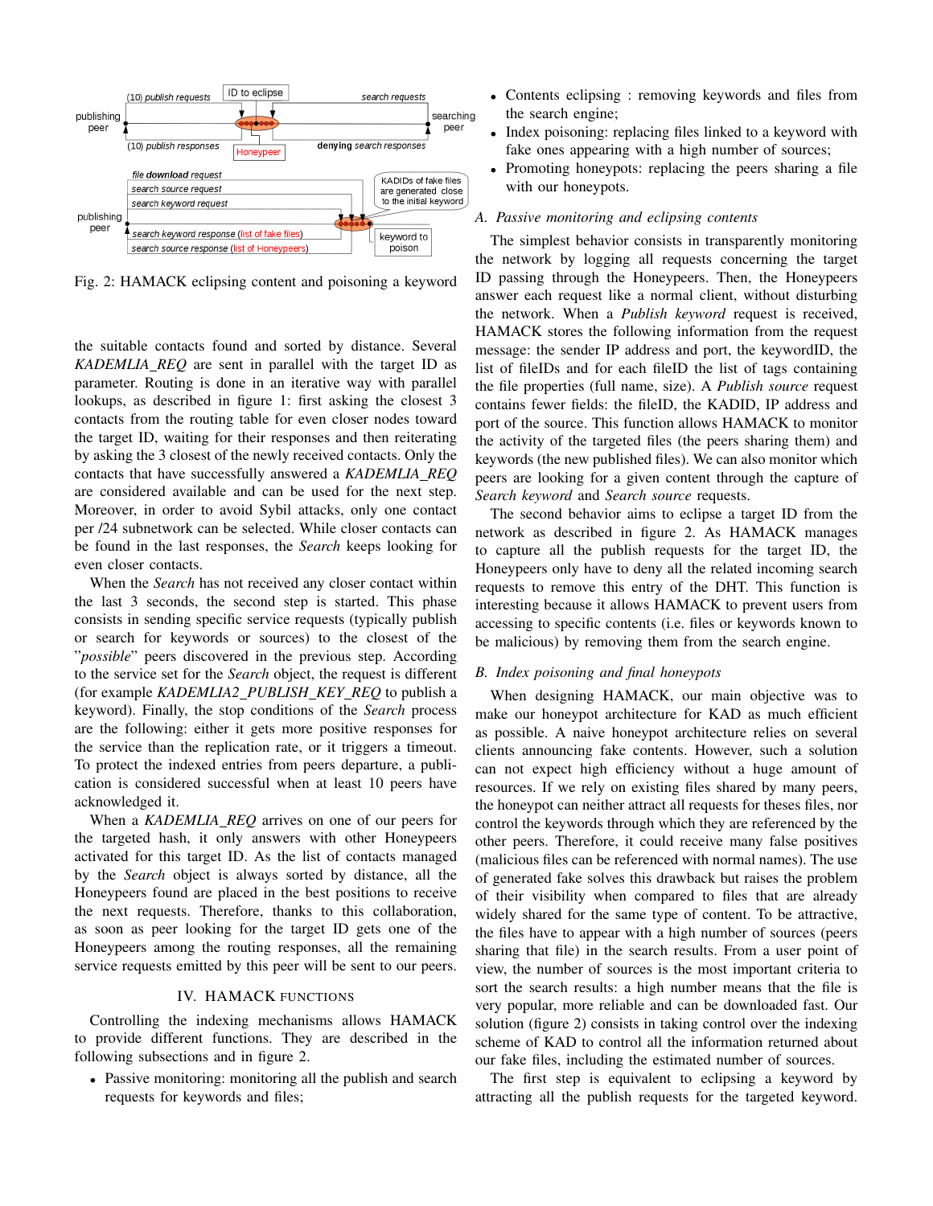publishing peer

(10) publish requests

ID to eclipse

search requests

searching peer

(10) publish responses

Honeypeer

denying search responses

file download request

search source request

search keyword request

publishing peer

KADIDs of fake files are generated close to the initial keyword

search keyword response (list of fake files)

search source response (list of Honeypeers)

keyword to poison

Fig. 2: HAMACK eclipsing content and poisoning a keyword

the suitable contacts found and sorted by distance. Several *KADEMLIA_REQ* are sent in parallel with the target ID as parameter. Routing is done in an iterative way with parallel lookups, as described in figure 1: first asking the closest 3 contacts from the routing table for even closer nodes toward the target ID, waiting for their responses and then reiterating by asking the 3 closest of the newly received contacts. Only the contacts that have successfully answered a *KADEMLIA_REQ* are considered available and can be used for the next step. Moreover, in order to avoid Sybil attacks, only one contact per /24 subnetwork can be selected. While closer contacts can be found in the last responses, the *Search* keeps looking for even closer contacts.

When the *Search* has not received any closer contact within the last 3 seconds, the second step is started. This phase consists in sending specific service requests (typically publish or search for keywords or sources) to the closest of the "*possible*" peers discovered in the previous step. According to the service set for the *Search* object, the request is different (for example *KADEMLIA2_PUBLISH_KEY_REQ* to publish a keyword). Finally, the stop conditions of the *Search* process are the following: either it gets more positive responses for the service than the replication rate, or it triggers a timeout. To protect the indexed entries from peers departure, a publication is considered successful when at least 10 peers have acknowledged it.

When a *KADEMLIA_REQ* arrives on one of our peers for the targeted hash, it only answers with other Honeypeers activated for this target ID. As the list of contacts managed by the *Search* object is always sorted by distance, all the Honeypeers found are placed in the best positions to receive the next requests. Therefore, thanks to this collaboration, as soon as peer looking for the target ID gets one of the Honeypeers among the routing responses, all the remaining service requests emitted by this peer will be sent to our peers.

## IV. HAMACK FUNCTIONS

Controlling the indexing mechanisms allows HAMACK to provide different functions. They are described in the following subsections and in figure 2.

- Passive monitoring: monitoring all the publish and search requests for keywords and files;
- Contents eclipsing : removing keywords and files from the search engine;
- Index poisoning: replacing files linked to a keyword with fake ones appearing with a high number of sources;
- Promoting honeypots: replacing the peers sharing a file with our honeypots.

### *A. Passive monitoring and eclipsing contents*

The simplest behavior consists in transparently monitoring the network by logging all requests concerning the target ID passing through the Honeypeers. Then, the Honeypeers answer each request like a normal client, without disturbing the network. When a *Publish keyword* request is received, HAMACK stores the following information from the request message: the sender IP address and port, the keywordID, the list of fileIDs and for each fileID the list of tags containing the file properties (full name, size). A *Publish source* request contains fewer fields: the fileID, the KADID, IP address and port of the source. This function allows HAMACK to monitor the activity of the targeted files (the peers sharing them) and keywords (the new published files). We can also monitor which peers are looking for a given content through the capture of *Search keyword* and *Search source* requests.

The second behavior aims to eclipse a target ID from the network as described in figure 2. As HAMACK manages to capture all the publish requests for the target ID, the Honeypeers only have to deny all the related incoming search requests to remove this entry of the DHT. This function is interesting because it allows HAMACK to prevent users from accessing to specific contents (i.e. files or keywords known to be malicious) by removing them from the search engine.

### *B. Index poisoning and final honeypots*

When designing HAMACK, our main objective was to make our honeypot architecture for KAD as much efficient as possible. A naive honeypot architecture relies on several clients announcing fake contents. However, such a solution can not expect high efficiency without a huge amount of resources. If we rely on existing files shared by many peers, the honeypot can neither attract all requests for theses files, nor control the keywords through which they are referenced by the other peers. Therefore, it could receive many false positives (malicious files can be referenced with normal names). The use of generated fake solves this drawback but raises the problem of their visibility when compared to files that are already widely shared for the same type of content. To be attractive, the files have to appear with a high number of sources (peers sharing that file) in the search results. From a user point of view, the number of sources is the most important criteria to sort the search results: a high number means that the file is very popular, more reliable and can be downloaded fast. Our solution (figure 2) consists in taking control over the indexing scheme of KAD to control all the information returned about our fake files, including the estimated number of sources.

The first step is equivalent to eclipsing a keyword by attracting all the publish requests for the targeted keyword.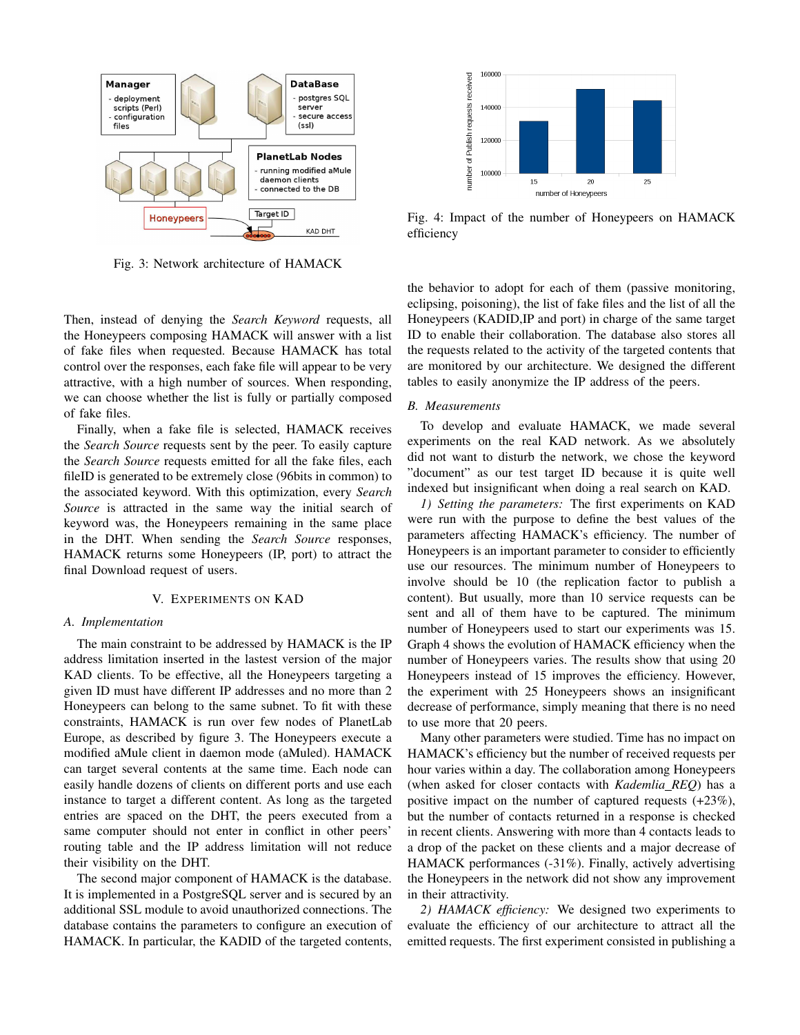Fig. 3: Network architecture of HAMACK

Fig. 4: Impact of the number of Honeypeers on HAMACK efficiency

Then, instead of denying the *Search Keyword* requests, all the Honeypeers composing HAMACK will answer with a list of fake files when requested. Because HAMACK has total control over the responses, each fake file will appear to be very attractive, with a high number of sources. When responding, we can choose whether the list is fully or partially composed of fake files.

Finally, when a fake file is selected, HAMACK receives the *Search Source* requests sent by the peer. To easily capture the *Search Source* requests emitted for all the fake files, each fileID is generated to be extremely close (96bits in common) to the associated keyword. With this optimization, every *Search Source* is attracted in the same way the initial search of keyword was, the Honeypeers remaining in the same place in the DHT. When sending the *Search Source* responses, HAMACK returns some Honeypeers (IP, port) to attract the final Download request of users.

## V. Experiments on KAD

### A. Implementation

The main constraint to be addressed by HAMACK is the IP address limitation inserted in the lastest version of the major KAD clients. To be effective, all the Honeypeers targeting a given ID must have different IP addresses and no more than 2 Honeypeers can belong to the same subnet. To fit with these constraints, HAMACK is run over few nodes of PlanetLab Europe, as described by figure 3. The Honeypeers execute a modified aMule client in daemon mode (aMuled). HAMACK can target several contents at the same time. Each node can easily handle dozens of clients on different ports and use each instance to target a different content. As long as the targeted entries are spaced on the DHT, the peers executed from a same computer should not enter in conflict in other peers' routing table and the IP address limitation will not reduce their visibility on the DHT.

The second major component of HAMACK is the database. It is implemented in a PostgreSQL server and is secured by an additional SSL module to avoid unauthorized connections. The database contains the parameters to configure an execution of HAMACK. In particular, the KADID of the targeted contents, the behavior to adopt for each of them (passive monitoring, eclipsing, poisoning), the list of fake files and the list of all the Honeypeers (KADID,IP and port) in charge of the same target ID to enable their collaboration. The database also stores all the requests related to the activity of the targeted contents that are monitored by our architecture. We designed the different tables to easily anonymize the IP address of the peers.

### B. Measurements

To develop and evaluate HAMACK, we made several experiments on the real KAD network. As we absolutely did not want to disturb the network, we chose the keyword "document" as our test target ID because it is quite well indexed but insignificant when doing a real search on KAD.

*1) Setting the parameters:* The first experiments on KAD were run with the purpose to define the best values of the parameters affecting HAMACK's efficiency. The number of Honeypeers is an important parameter to consider to efficiently use our resources. The minimum number of Honeypeers to involve should be 10 (the replication factor to publish a content). But usually, more than 10 service requests can be sent and all of them have to be captured. The minimum number of Honeypeers used to start our experiments was 15. Graph 4 shows the evolution of HAMACK efficiency when the number of Honeypeers varies. The results show that using 20 Honeypeers instead of 15 improves the efficiency. However, the experiment with 25 Honeypeers shows an insignificant decrease of performance, simply meaning that there is no need to use more that 20 peers.

Many other parameters were studied. Time has no impact on HAMACK's efficiency but the number of received requests per hour varies within a day. The collaboration among Honeypeers (when asked for closer contacts with *Kademlia_REQ*) has a positive impact on the number of captured requests (+23%), but the number of contacts returned in a response is checked in recent clients. Answering with more than 4 contacts leads to a drop of the packet on these clients and a major decrease of HAMACK performances (-31%). Finally, actively advertising the Honeypeers in the network did not show any improvement in their attractivity.

*2) HAMACK efficiency:* We designed two experiments to evaluate the efficiency of our architecture to attract all the emitted requests. The first experiment consisted in publishing a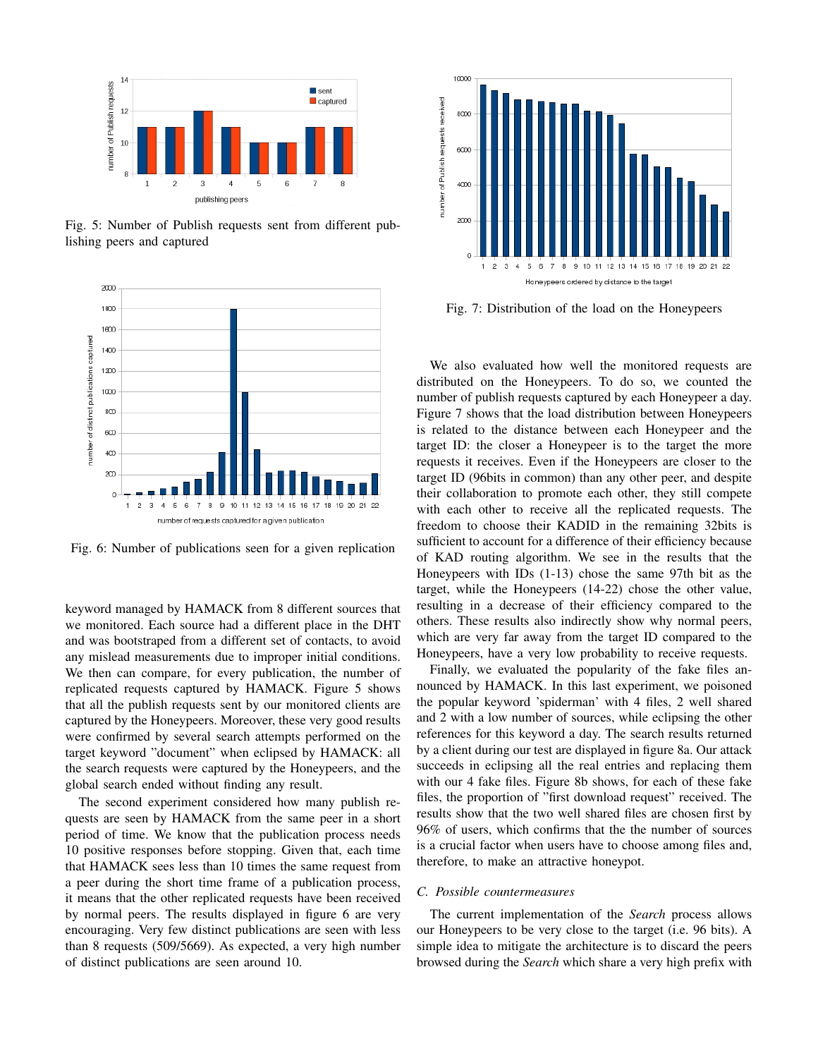Fig. 5: Number of Publish requests sent from different publishing peers and captured

Fig. 6: Number of publications seen for a given replication

keyword managed by HAMACK from 8 different sources that we monitored. Each source had a different place in the DHT and was bootstraped from a different set of contacts, to avoid any mislead measurements due to improper initial conditions. We then can compare, for every publication, the number of replicated requests captured by HAMACK. Figure 5 shows that all the publish requests sent by our monitored clients are captured by the Honeypeers. Moreover, these very good results were confirmed by several search attempts performed on the target keyword "document" when eclipsed by HAMACK: all the search requests were captured by the Honeypeers, and the global search ended without finding any result.

The second experiment considered how many publish requests are seen by HAMACK from the same peer in a short period of time. We know that the publication process needs 10 positive responses before stopping. Given that, each time that HAMACK sees less than 10 times the same request from a peer during the short time frame of a publication process, it means that the other replicated requests have been received by normal peers. The results displayed in figure 6 are very encouraging. Very few distinct publications are seen with less than 8 requests (509/5669). As expected, a very high number of distinct publications are seen around 10.

Fig. 7: Distribution of the load on the Honeypeers

We also evaluated how well the monitored requests are distributed on the Honeypeers. To do so, we counted the number of publish requests captured by each Honeypeer a day. Figure 7 shows that the load distribution between Honeypeers is related to the distance between each Honeypeer and the target ID: the closer a Honeypeer is to the target the more requests it receives. Even if the Honeypeers are closer to the target ID (96bits in common) than any other peer, and despite their collaboration to promote each other, they still compete with each other to receive all the replicated requests. The freedom to choose their KADID in the remaining 32bits is sufficient to account for a difference of their efficiency because of KAD routing algorithm. We see in the results that the Honeypeers with IDs (1-13) chose the same 97th bit as the target, while the Honeypeers (14-22) chose the other value, resulting in a decrease of their efficiency compared to the others. These results also indirectly show why normal peers, which are very far away from the target ID compared to the Honeypeers, have a very low probability to receive requests.

Finally, we evaluated the popularity of the fake files announced by HAMACK. In this last experiment, we poisoned the popular keyword 'spiderman' with 4 files, 2 well shared and 2 with a low number of sources, while eclipsing the other references for this keyword a day. The search results returned by a client during our test are displayed in figure 8a. Our attack succeeds in eclipsing all the real entries and replacing them with our 4 fake files. Figure 8b shows, for each of these fake files, the proportion of "first download request" received. The results show that the two well shared files are chosen first by 96% of users, which confirms that the the number of sources is a crucial factor when users have to choose among files and, therefore, to make an attractive honeypot.

### C. Possible countermeasures

The current implementation of the *Search* process allows our Honeypeers to be very close to the target (i.e. 96 bits). A simple idea to mitigate the architecture is to discard the peers browsed during the *Search* which share a very high prefix with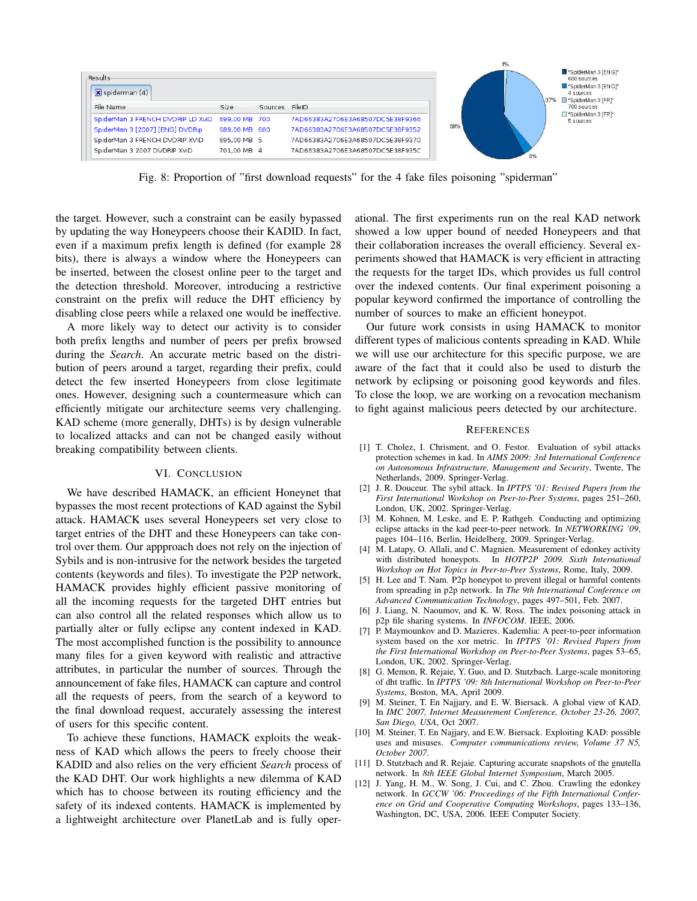Results

spiderman (4)

| File Name | Size | Sources | FileID |
|---|---|---|---|
| SpiderMan 3 FRENCH DVDRIP LD XviD | 699,00 MB | 700 | 7AD66383A2706E3A68507DC5E38F9366 |
| SpiderMan 3 [2007] [ENG] DVDRip | 689,00 MB | 600 | 7AD66383A2706E3A68507DC5E38F9352 |
| SpiderMan 3 FRENCH DVDRIP XVID | 695,00 MB | 5 | 7AD66383A2706E3A68507DC5E38F9370 |
| SpiderMan 3 2007 DVDRIP XviD | 701,00 MB | 4 | 7AD66383A2706E3A68507DC5E38F935C |

1%
37%
58%
3%

"SpiderMan 3 [ENG]" 600 sources
"SpiderMan 3 [ENG]" 4 sources
"SpiderMan 3 [FR]" 700 sources
"SpiderMan 3 [FR]" 5 sources

Fig. 8: Proportion of "first download requests" for the 4 fake files poisoning "spiderman"

the target. However, such a constraint can be easily bypassed by updating the way Honeypeers choose their KADID. In fact, even if a maximum prefix length is defined (for example 28 bits), there is always a window where the Honeypeers can be inserted, between the closest online peer to the target and the detection threshold. Moreover, introducing a restrictive constraint on the prefix will reduce the DHT efficiency by disabling close peers while a relaxed one would be ineffective.

A more likely way to detect our activity is to consider both prefix lengths and number of peers per prefix browsed during the *Search*. An accurate metric based on the distribution of peers around a target, regarding their prefix, could detect the few inserted Honeypeers from close legitimate ones. However, designing such a countermeasure which can efficiently mitigate our architecture seems very challenging. KAD scheme (more generally, DHTs) is by design vulnerable to localized attacks and can not be changed easily without breaking compatibility between clients.

## VI. Conclusion

We have described HAMACK, an efficient Honeynet that bypasses the most recent protections of KAD against the Sybil attack. HAMACK uses several Honeypeers set very close to target entries of the DHT and these Honeypeers can take control over them. Our appproach does not rely on the injection of Sybils and is non-intrusive for the network besides the targeted contents (keywords and files). To investigate the P2P network, HAMACK provides highly efficient passive monitoring of all the incoming requests for the targeted DHT entries but can also control all the related responses which allow us to partially alter or fully eclipse any content indexed in KAD. The most accomplished function is the possibility to announce many files for a given keyword with realistic and attractive attributes, in particular the number of sources. Through the announcement of fake files, HAMACK can capture and control all the requests of peers, from the search of a keyword to the final download request, accurately assessing the interest of users for this specific content.

To achieve these functions, HAMACK exploits the weakness of KAD which allows the peers to freely choose their KADID and also relies on the very efficient *Search* process of the KAD DHT. Our work highlights a new dilemma of KAD which has to choose between its routing efficiency and the safety of its indexed contents. HAMACK is implemented by a lightweight architecture over PlanetLab and is fully operational. The first experiments run on the real KAD network showed a low upper bound of needed Honeypeers and that their collaboration increases the overall efficiency. Several experiments showed that HAMACK is very efficient in attracting the requests for the target IDs, which provides us full control over the indexed contents. Our final experiment poisoning a popular keyword confirmed the importance of controlling the number of sources to make an efficient honeypot.

Our future work consists in using HAMACK to monitor different types of malicious contents spreading in KAD. While we will use our architecture for this specific purpose, we are aware of the fact that it could also be used to disturb the network by eclipsing or poisoning good keywords and files. To close the loop, we are working on a revocation mechanism to fight against malicious peers detected by our architecture.

## References

[1] T. Cholez, I. Chrisment, and O. Festor. Evaluation of sybil attacks protection schemes in kad. In *AIMS 2009: 3rd International Conference on Autonomous Infrastructure, Management and Security*, Twente, The Netherlands, 2009. Springer-Verlag.

[2] J. R. Douceur. The sybil attack. In *IPTPS '01: Revised Papers from the First International Workshop on Peer-to-Peer Systems*, pages 251–260, London, UK, 2002. Springer-Verlag.

[3] M. Kohnen, M. Leske, and E. P. Rathgeb. Conducting and optimizing eclipse attacks in the kad peer-to-peer network. In *NETWORKING '09*, pages 104–116, Berlin, Heidelberg, 2009. Springer-Verlag.

[4] M. Latapy, O. Allali, and C. Magnien. Measurement of edonkey activity with distributed honeypots. In *HOTP2P 2009. Sixth International Workshop on Hot Topics in Peer-to-Peer Systems*, Rome, Italy, 2009.

[5] H. Lee and T. Nam. P2p honeypot to prevent illegal or harmful contents from spreading in p2p network. In *The 9th International Conference on Advanced Communication Technology*, pages 497–501, Feb. 2007.

[6] J. Liang, N. Naoumov, and K. W. Ross. The index poisoning attack in p2p file sharing systems. In *INFOCOM*. IEEE, 2006.

[7] P. Maymounkov and D. Mazieres. Kademlia: A peer-to-peer information system based on the xor metric. In *IPTPS '01: Revised Papers from the First International Workshop on Peer-to-Peer Systems*, pages 53–65, London, UK, 2002. Springer-Verlag.

[8] G. Memon, R. Rejaie, Y. Guo, and D. Stutzbach. Large-scale monitoring of dht traffic. In *IPTPS '09: 8th International Workshop on Peer-to-Peer Systems*, Boston, MA, April 2009.

[9] M. Steiner, T. En Najjary, and E. W. Biersack. A global view of KAD. In *IMC 2007, Internet Measurement Conference, October 23-26, 2007, San Diego, USA*, Oct 2007.

[10] M. Steiner, T. En Najjary, and E.W. Biersack. Exploiting KAD: possible uses and misuses. *Computer communications review, Volume 37 N5, October 2007*.

[11] D. Stutzbach and R. Rejaie. Capturing accurate snapshots of the gnutella network. In *8th IEEE Global Internet Symposium*, March 2005.

[12] J. Yang, H. M., W. Song, J. Cui, and C. Zhou. Crawling the edonkey network. In *GCCW '06: Proceedings of the Fifth International Conference on Grid and Cooperative Computing Workshops*, pages 133–136, Washington, DC, USA, 2006. IEEE Computer Society.